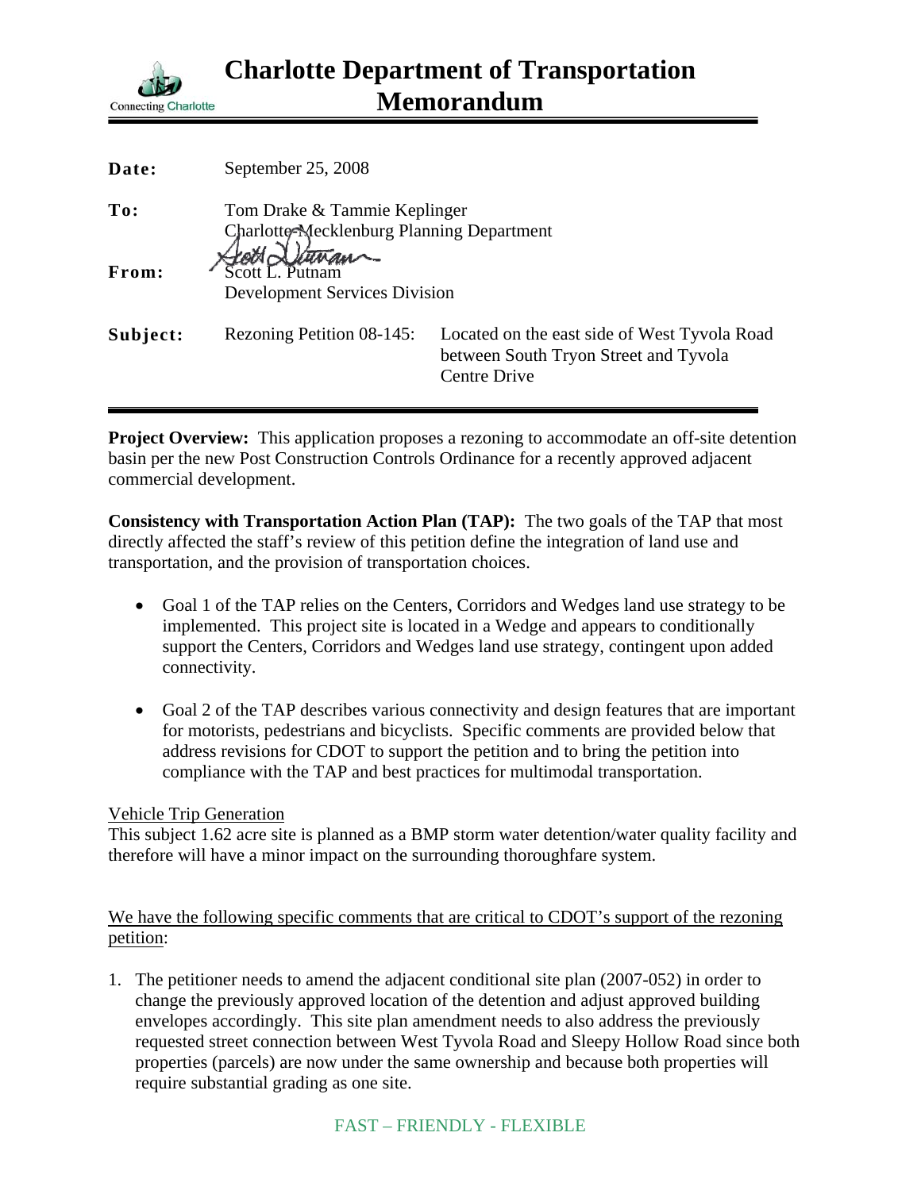# Charlotte Department of Transportation Memorandum

**Date:** September 25, 2008

**To:** Tom Drake & Tammie Keplinger
Charlotte-Mecklenburg Planning Department

**From:** Scott L. Putnam
Development Services Division

**Subject:** Rezoning Petition 08-145: Located on the east side of West Tyvola Road between South Tryon Street and Tyvola Centre Drive

---

**Project Overview:** This application proposes a rezoning to accommodate an off-site detention basin per the new Post Construction Controls Ordinance for a recently approved adjacent commercial development.

**Consistency with Transportation Action Plan (TAP):** The two goals of the TAP that most directly affected the staff's review of this petition define the integration of land use and transportation, and the provision of transportation choices.

- Goal 1 of the TAP relies on the Centers, Corridors and Wedges land use strategy to be implemented. This project site is located in a Wedge and appears to conditionally support the Centers, Corridors and Wedges land use strategy, contingent upon added connectivity.
- Goal 2 of the TAP describes various connectivity and design features that are important for motorists, pedestrians and bicyclists. Specific comments are provided below that address revisions for CDOT to support the petition and to bring the petition into compliance with the TAP and best practices for multimodal transportation.

Vehicle Trip Generation

This subject 1.62 acre site is planned as a BMP storm water detention/water quality facility and therefore will have a minor impact on the surrounding thoroughfare system.

We have the following specific comments that are critical to CDOT's support of the rezoning petition:

1. The petitioner needs to amend the adjacent conditional site plan (2007-052) in order to change the previously approved location of the detention and adjust approved building envelopes accordingly. This site plan amendment needs to also address the previously requested street connection between West Tyvola Road and Sleepy Hollow Road since both properties (parcels) are now under the same ownership and because both properties will require substantial grading as one site.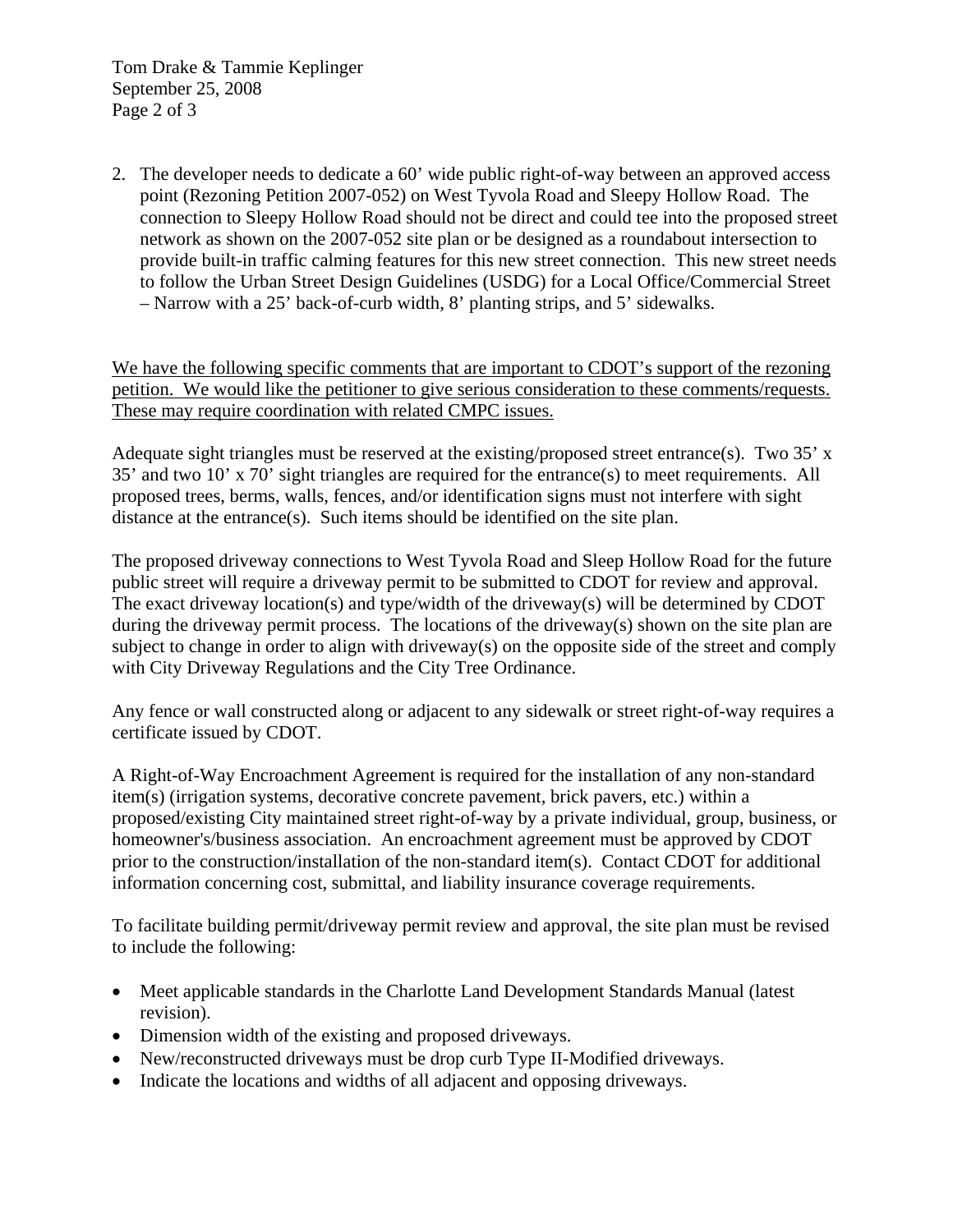2. The developer needs to dedicate a 60' wide public right-of-way between an approved access point (Rezoning Petition 2007-052) on West Tyvola Road and Sleepy Hollow Road. The connection to Sleepy Hollow Road should not be direct and could tee into the proposed street network as shown on the 2007-052 site plan or be designed as a roundabout intersection to provide built-in traffic calming features for this new street connection. This new street needs to follow the Urban Street Design Guidelines (USDG) for a Local Office/Commercial Street – Narrow with a 25' back-of-curb width, 8' planting strips, and 5' sidewalks.

<u>We have the following specific comments that are important to CDOT's support of the rezoning petition. We would like the petitioner to give serious consideration to these comments/requests. These may require coordination with related CMPC issues.</u>

Adequate sight triangles must be reserved at the existing/proposed street entrance(s). Two 35' x 35' and two 10' x 70' sight triangles are required for the entrance(s) to meet requirements. All proposed trees, berms, walls, fences, and/or identification signs must not interfere with sight distance at the entrance(s). Such items should be identified on the site plan.

The proposed driveway connections to West Tyvola Road and Sleep Hollow Road for the future public street will require a driveway permit to be submitted to CDOT for review and approval. The exact driveway location(s) and type/width of the driveway(s) will be determined by CDOT during the driveway permit process. The locations of the driveway(s) shown on the site plan are subject to change in order to align with driveway(s) on the opposite side of the street and comply with City Driveway Regulations and the City Tree Ordinance.

Any fence or wall constructed along or adjacent to any sidewalk or street right-of-way requires a certificate issued by CDOT.

A Right-of-Way Encroachment Agreement is required for the installation of any non-standard item(s) (irrigation systems, decorative concrete pavement, brick pavers, etc.) within a proposed/existing City maintained street right-of-way by a private individual, group, business, or homeowner's/business association. An encroachment agreement must be approved by CDOT prior to the construction/installation of the non-standard item(s). Contact CDOT for additional information concerning cost, submittal, and liability insurance coverage requirements.

To facilitate building permit/driveway permit review and approval, the site plan must be revised to include the following:

- Meet applicable standards in the Charlotte Land Development Standards Manual (latest revision).
- Dimension width of the existing and proposed driveways.
- New/reconstructed driveways must be drop curb Type II-Modified driveways.
- Indicate the locations and widths of all adjacent and opposing driveways.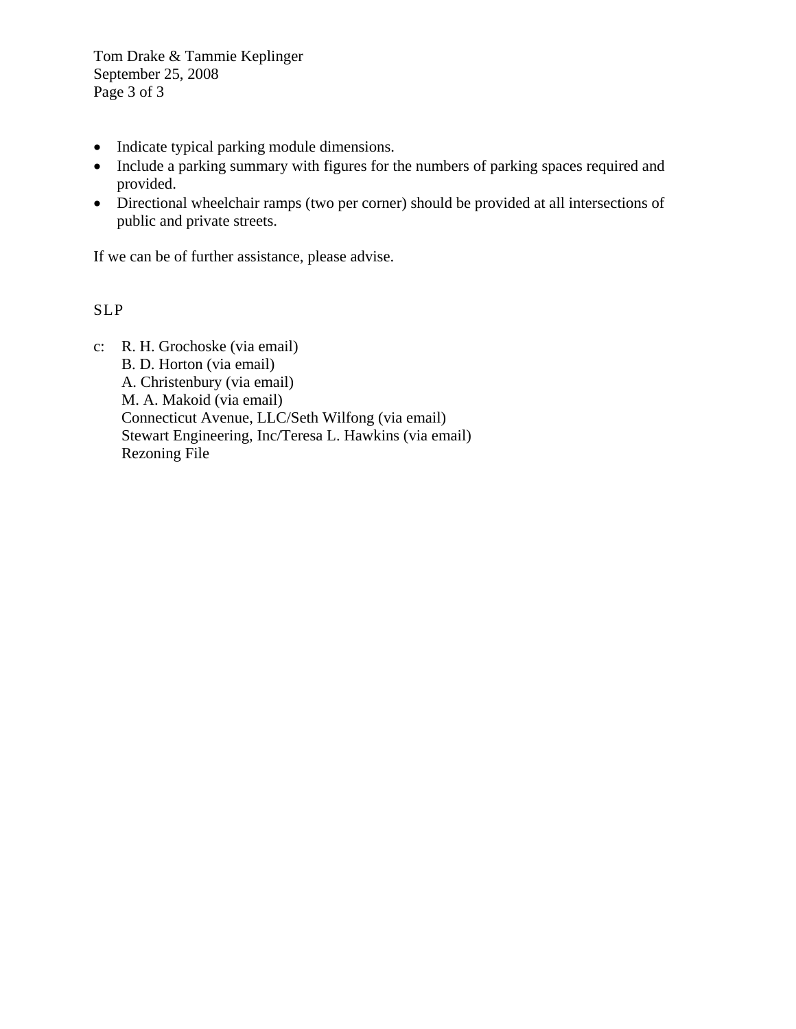- Indicate typical parking module dimensions.
- Include a parking summary with figures for the numbers of parking spaces required and provided.
- Directional wheelchair ramps (two per corner) should be provided at all intersections of public and private streets.

If we can be of further assistance, please advise.

SLP

c: R. H. Grochoske (via email)
B. D. Horton (via email)
A. Christenbury (via email)
M. A. Makoid (via email)
Connecticut Avenue, LLC/Seth Wilfong (via email)
Stewart Engineering, Inc/Teresa L. Hawkins (via email)
Rezoning File